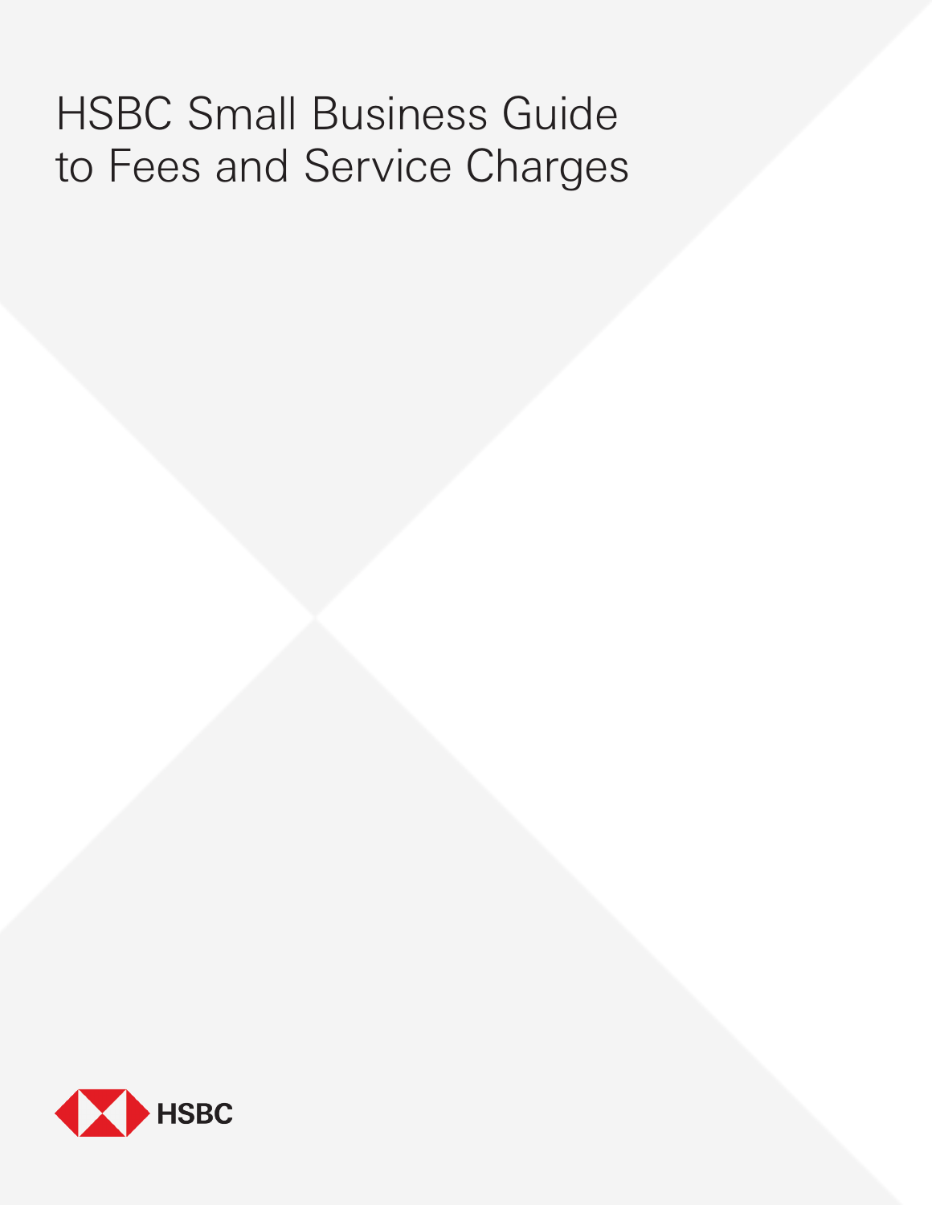# HSBC Small Business Guide to Fees and Service Charges

HSBC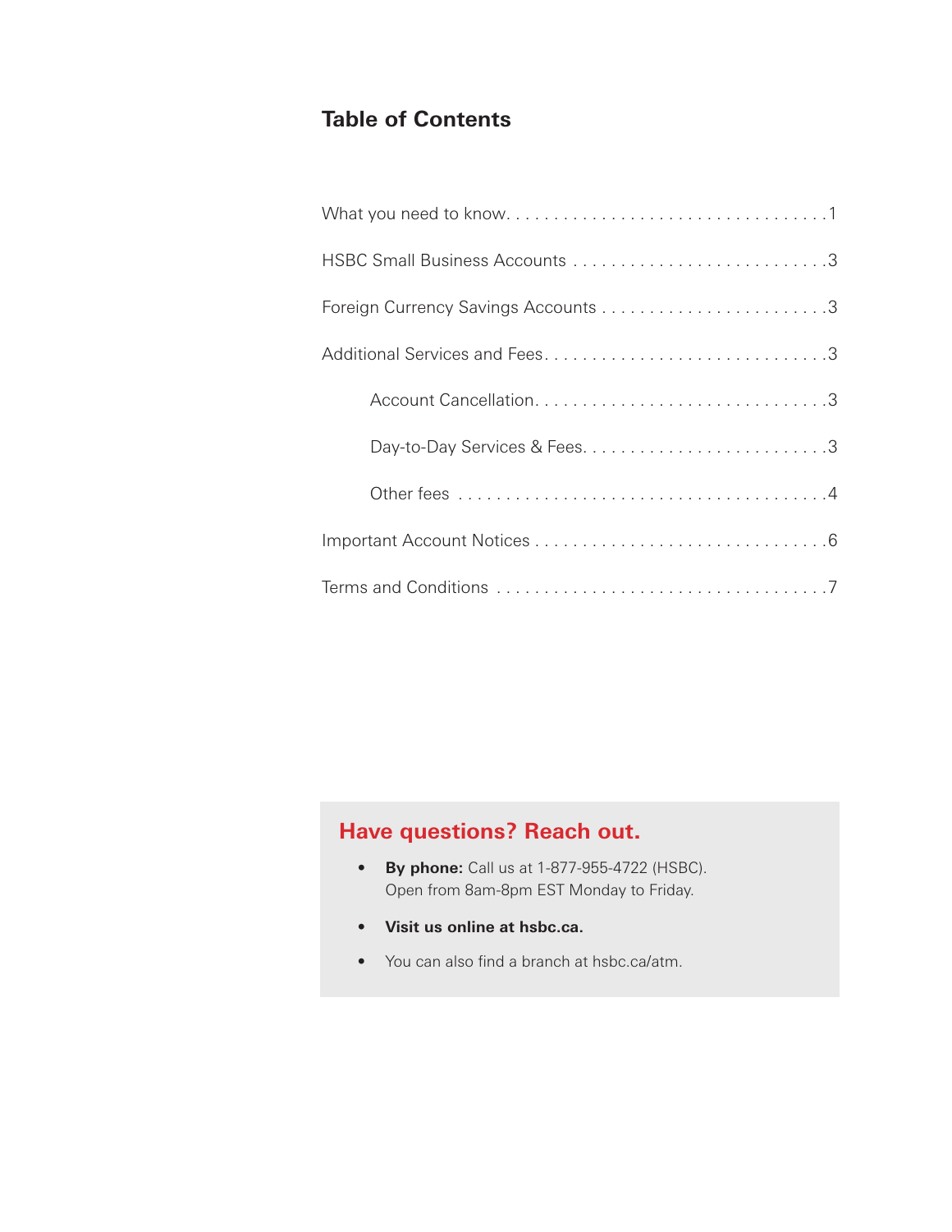## Table of Contents

What you need to know. . . . . . . . . . . . . . . . . . . . . . . . . . . . . . . . . .1

HSBC Small Business Accounts . . . . . . . . . . . . . . . . . . . . . . . . . . .3

Foreign Currency Savings Accounts . . . . . . . . . . . . . . . . . . . . . . . .3

Additional Services and Fees. . . . . . . . . . . . . . . . . . . . . . . . . . . . .3

- Account Cancellation. . . . . . . . . . . . . . . . . . . . . . . . . . . . . . .3
- Day-to-Day Services & Fees. . . . . . . . . . . . . . . . . . . . . . . . . .3
- Other fees . . . . . . . . . . . . . . . . . . . . . . . . . . . . . . . . . . . . . .4

Important Account Notices . . . . . . . . . . . . . . . . . . . . . . . . . . . . . .6

Terms and Conditions . . . . . . . . . . . . . . . . . . . . . . . . . . . . . . . . . .7

### Have questions? Reach out.

- **By phone:** Call us at 1-877-955-4722 (HSBC). Open from 8am-8pm EST Monday to Friday.
- **Visit us online at hsbc.ca.**
- You can also find a branch at hsbc.ca/atm.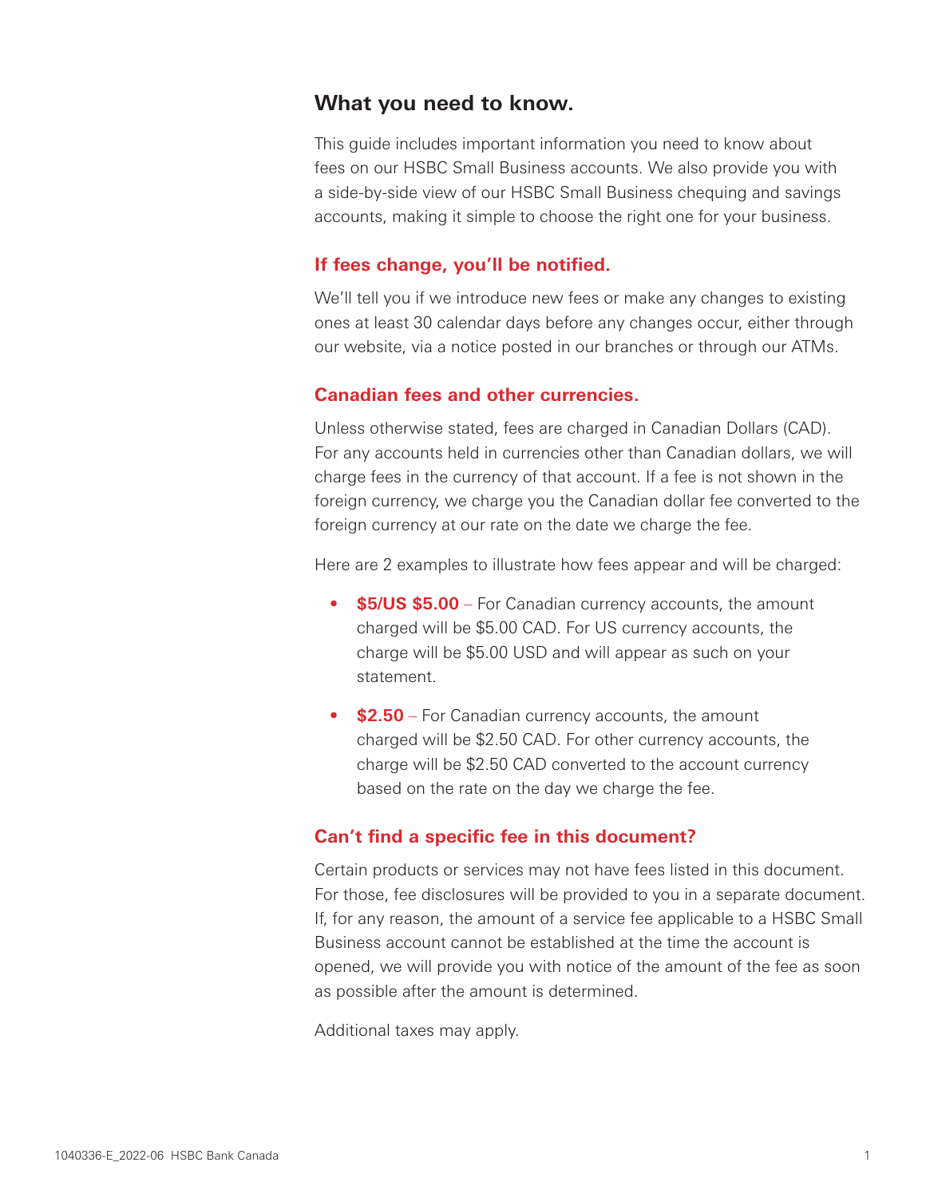## What you need to know.

This guide includes important information you need to know about fees on our HSBC Small Business accounts. We also provide you with a side-by-side view of our HSBC Small Business chequing and savings accounts, making it simple to choose the right one for your business.

### If fees change, you'll be notified.

We'll tell you if we introduce new fees or make any changes to existing ones at least 30 calendar days before any changes occur, either through our website, via a notice posted in our branches or through our ATMs.

### Canadian fees and other currencies.

Unless otherwise stated, fees are charged in Canadian Dollars (CAD). For any accounts held in currencies other than Canadian dollars, we will charge fees in the currency of that account. If a fee is not shown in the foreign currency, we charge you the Canadian dollar fee converted to the foreign currency at our rate on the date we charge the fee.

Here are 2 examples to illustrate how fees appear and will be charged:

- **$5/US $5.00** – For Canadian currency accounts, the amount charged will be $5.00 CAD. For US currency accounts, the charge will be $5.00 USD and will appear as such on your statement.
- **$2.50** – For Canadian currency accounts, the amount charged will be $2.50 CAD. For other currency accounts, the charge will be $2.50 CAD converted to the account currency based on the rate on the day we charge the fee.

### Can't find a specific fee in this document?

Certain products or services may not have fees listed in this document. For those, fee disclosures will be provided to you in a separate document. If, for any reason, the amount of a service fee applicable to a HSBC Small Business account cannot be established at the time the account is opened, we will provide you with notice of the amount of the fee as soon as possible after the amount is determined.

Additional taxes may apply.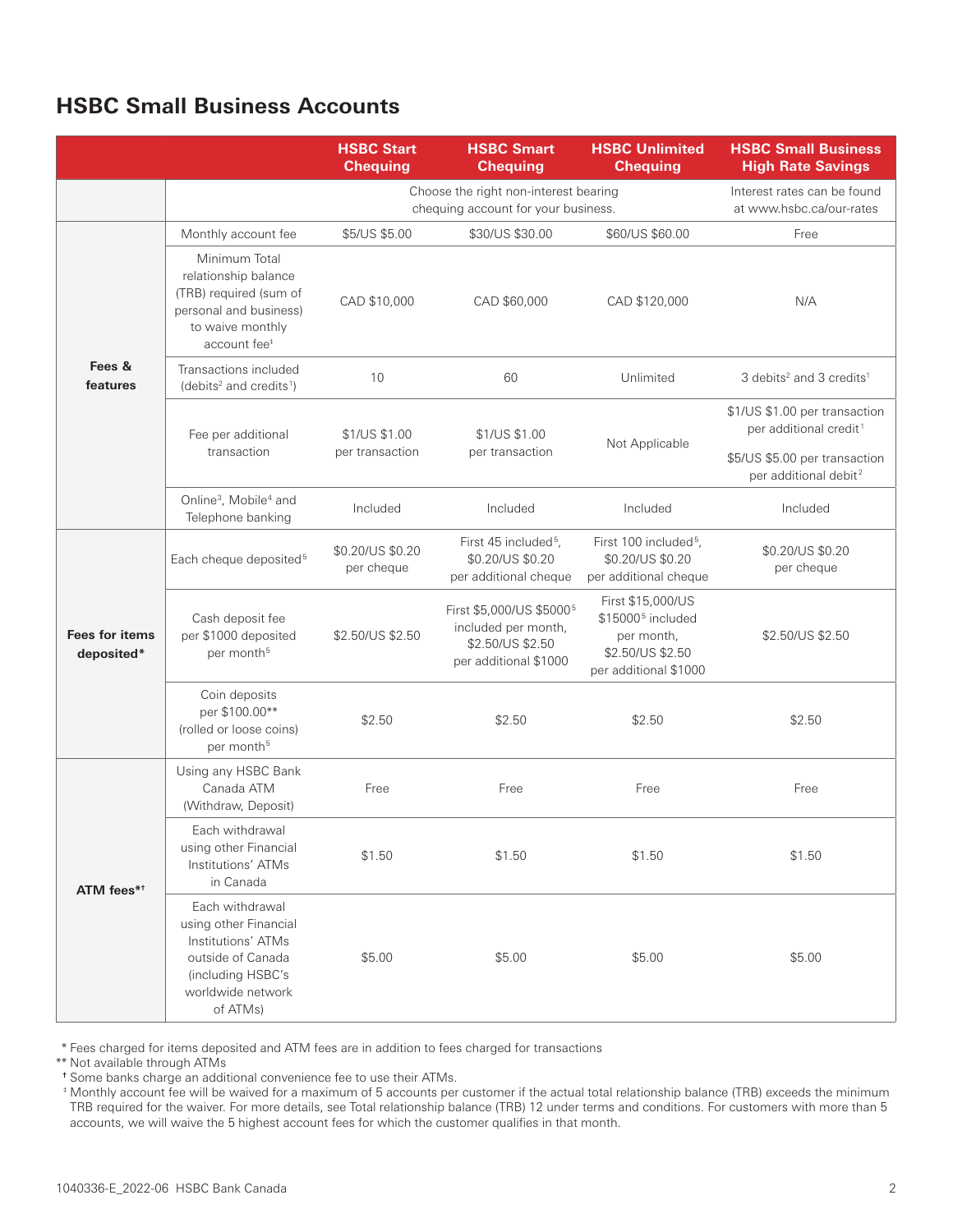## HSBC Small Business Accounts

| | | HSBC Start Chequing | HSBC Smart Chequing | HSBC Unlimited Chequing | HSBC Small Business High Rate Savings |
|---|---|---|---|---|---|
| | | Choose the right non-interest bearing chequing account for your business. | | | Interest rates can be found at www.hsbc.ca/our-rates |
| **Fees & features** | Monthly account fee | $5/US $5.00 | $30/US $30.00 | $60/US $60.00 | Free |
| | Minimum Total relationship balance (TRB) required (sum of personal and business) to waive monthly account fee‡ | CAD $10,000 | CAD $60,000 | CAD $120,000 | N/A |
| | Transactions included (debits[2] and credits[1]) | 10 | 60 | Unlimited | 3 debits[2] and 3 credits[1] |
| | Fee per additional transaction | $1/US $1.00 per transaction | $1/US $1.00 per transaction | Not Applicable | $1/US $1.00 per transaction per additional credit[1]<br><br>$5/US $5.00 per transaction per additional debit[2] |
| | Online[3], Mobile[4] and Telephone banking | Included | Included | Included | Included |
| **Fees for items deposited*** | Each cheque deposited[5] | $0.20/US $0.20 per cheque | First 45 included[5], $0.20/US $0.20 per additional cheque | First 100 included[5], $0.20/US $0.20 per additional cheque | $0.20/US $0.20 per cheque |
| | Cash deposit fee per $1000 deposited per month[5] | $2.50/US $2.50 | First $5,000/US $5000[5] included per month, $2.50/US $2.50 per additional $1000 | First $15,000/US $15000[5] included per month, $2.50/US $2.50 per additional $1000 | $2.50/US $2.50 |
| | Coin deposits per $100.00** (rolled or loose coins) per month[5] | $2.50 | $2.50 | $2.50 | $2.50 |
| **ATM fees*†** | Using any HSBC Bank Canada ATM (Withdraw, Deposit) | Free | Free | Free | Free |
| | Each withdrawal using other Financial Institutions' ATMs in Canada | $1.50 | $1.50 | $1.50 | $1.50 |
| | Each withdrawal using other Financial Institutions' ATMs outside of Canada (including HSBC's worldwide network of ATMs) | $5.00 | $5.00 | $5.00 | $5.00 |

\* Fees charged for items deposited and ATM fees are in addition to fees charged for transactions

** Not available through ATMs

† Some banks charge an additional convenience fee to use their ATMs.

‡ Monthly account fee will be waived for a maximum of 5 accounts per customer if the actual total relationship balance (TRB) exceeds the minimum TRB required for the waiver. For more details, see Total relationship balance (TRB) 12 under terms and conditions. For customers with more than 5 accounts, we will waive the 5 highest account fees for which the customer qualifies in that month.

1040336-E_2022-06 HSBC Bank Canada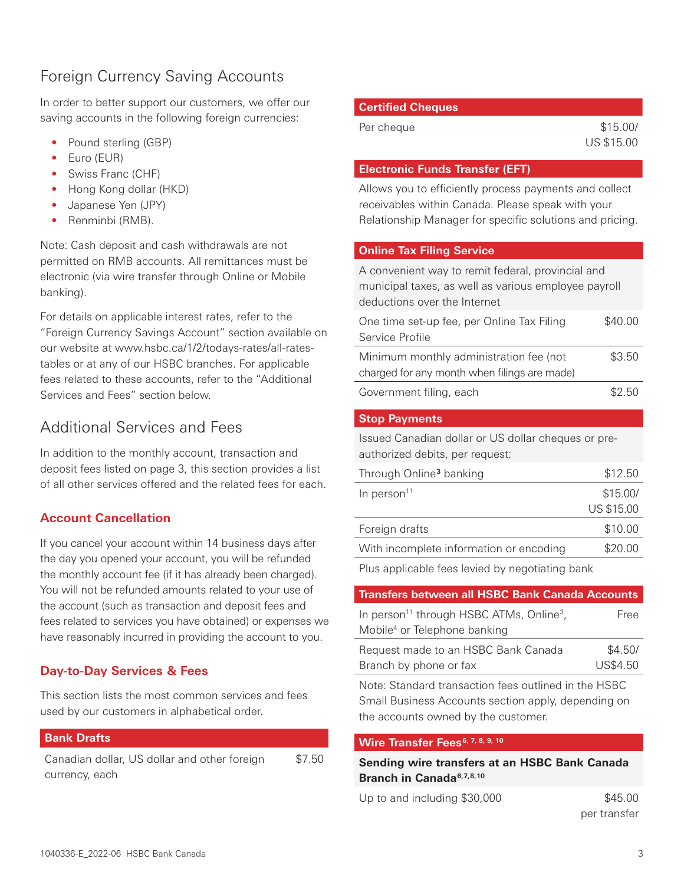## Foreign Currency Saving Accounts

In order to better support our customers, we offer our saving accounts in the following foreign currencies:

- Pound sterling (GBP)
- Euro (EUR)
- Swiss Franc (CHF)
- Hong Kong dollar (HKD)
- Japanese Yen (JPY)
- Renminbi (RMB).

Note: Cash deposit and cash withdrawals are not permitted on RMB accounts. All remittances must be electronic (via wire transfer through Online or Mobile banking).

For details on applicable interest rates, refer to the "Foreign Currency Savings Account" section available on our website at www.hsbc.ca/1/2/todays-rates/all-rates-tables or at any of our HSBC branches. For applicable fees related to these accounts, refer to the "Additional Services and Fees" section below.

## Additional Services and Fees

In addition to the monthly account, transaction and deposit fees listed on page 3, this section provides a list of all other services offered and the related fees for each.

### Account Cancellation

If you cancel your account within 14 business days after the day you opened your account, you will be refunded the monthly account fee (if it has already been charged). You will not be refunded amounts related to your use of the account (such as transaction and deposit fees and fees related to services you have obtained) or expenses we have reasonably incurred in providing the account to you.

### Day-to-Day Services & Fees

This section lists the most common services and fees used by our customers in alphabetical order.

| Bank Drafts | |
|---|---|
| Canadian dollar, US dollar and other foreign currency, each | $7.50 |

| Certified Cheques | |
|---|---|
| Per cheque | $15.00/ US $15.00 |

| Electronic Funds Transfer (EFT) |
|---|
| Allows you to efficiently process payments and collect receivables within Canada. Please speak with your Relationship Manager for specific solutions and pricing. |

| Online Tax Filing Service | |
|---|---|
| A convenient way to remit federal, provincial and municipal taxes, as well as various employee payroll deductions over the Internet | |
| One time set-up fee, per Online Tax Filing Service Profile | $40.00 |
| Minimum monthly administration fee (not charged for any month when filings are made) | $3.50 |
| Government filing, each | $2.50 |

| Stop Payments | |
|---|---|
| Issued Canadian dollar or US dollar cheques or pre-authorized debits, per request: | |
| Through Online[3] banking | $12.50 |
| In person[11] | $15.00/ US $15.00 |
| Foreign drafts | $10.00 |
| With incomplete information or encoding | $20.00 |
| Plus applicable fees levied by negotiating bank | |

| Transfers between all HSBC Bank Canada Accounts | |
|---|---|
| In person[11] through HSBC ATMs, Online[3], Mobile[4] or Telephone banking | Free |
| Request made to an HSBC Bank Canada Branch by phone or fax | $4.50/ US$4.50 |
| Note: Standard transaction fees outlined in the HSBC Small Business Accounts section apply, depending on the accounts owned by the customer. | |

| Wire Transfer Fees[6, 7, 8, 9, 10] | |
|---|---|
| **Sending wire transfers at an HSBC Bank Canada Branch in Canada[6,7,8,10]** | |
| Up to and including $30,000 | $45.00 per transfer |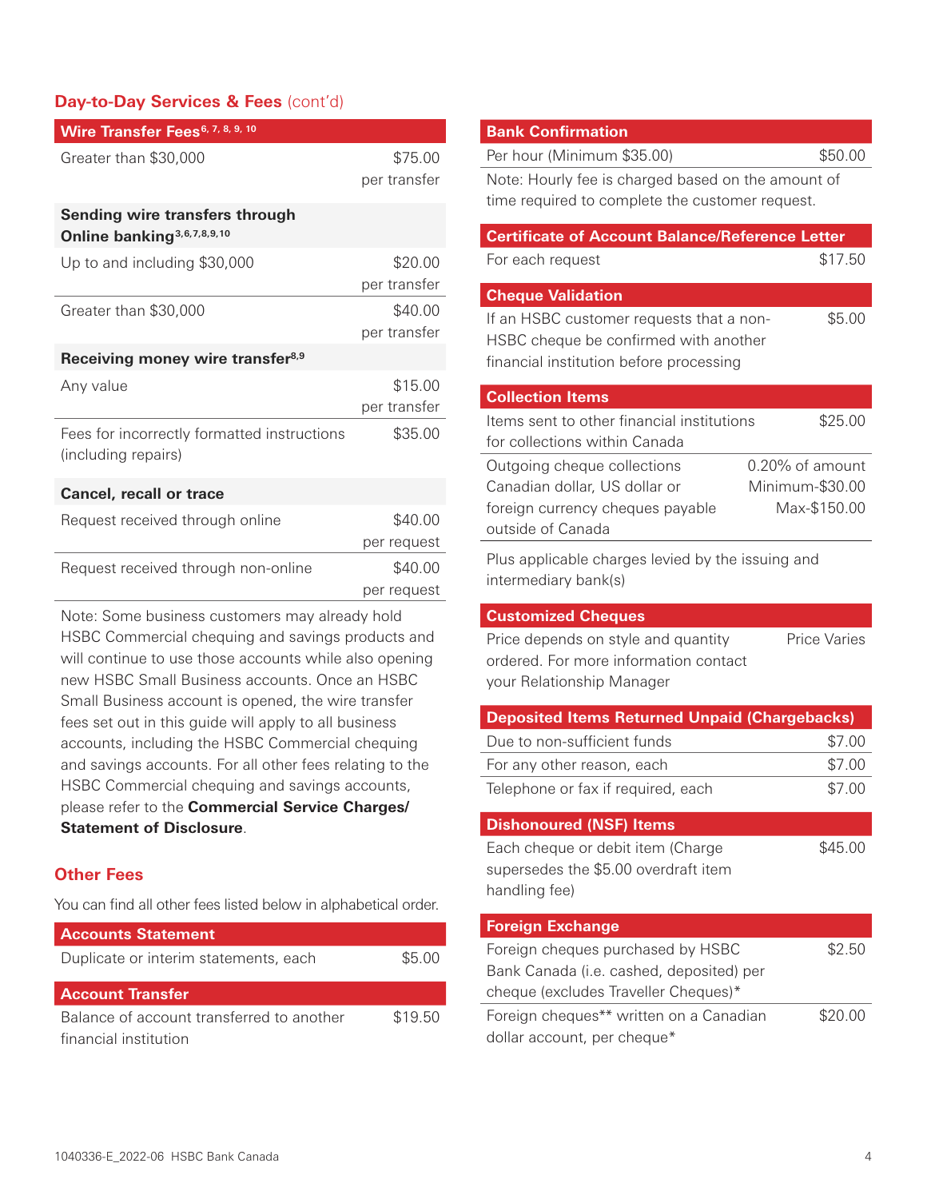## Day-to-Day Services & Fees (cont'd)

| Wire Transfer Fees[6, 7, 8, 9, 10] | |
|---|---|
| Greater than $30,000 | $75.00 per transfer |
| **Sending wire transfers through Online banking[3,6,7,8,9,10]** | |
| Up to and including $30,000 | $20.00 per transfer |
| Greater than $30,000 | $40.00 per transfer |
| **Receiving money wire transfer[8,9]** | |
| Any value | $15.00 per transfer |
| Fees for incorrectly formatted instructions (including repairs) | $35.00 |
| **Cancel, recall or trace** | |
| Request received through online | $40.00 per request |
| Request received through non-online | $40.00 per request |

Note: Some business customers may already hold HSBC Commercial chequing and savings products and will continue to use those accounts while also opening new HSBC Small Business accounts. Once an HSBC Small Business account is opened, the wire transfer fees set out in this guide will apply to all business accounts, including the HSBC Commercial chequing and savings accounts. For all other fees relating to the HSBC Commercial chequing and savings accounts, please refer to the **Commercial Service Charges/ Statement of Disclosure**.

## Other Fees

You can find all other fees listed below in alphabetical order.

| Accounts Statement | |
|---|---|
| Duplicate or interim statements, each | $5.00 |

| Account Transfer | |
|---|---|
| Balance of account transferred to another financial institution | $19.50 |

| Bank Confirmation | |
|---|---|
| Per hour (Minimum $35.00) | $50.00 |

Note: Hourly fee is charged based on the amount of time required to complete the customer request.

| Certificate of Account Balance/Reference Letter | |
|---|---|
| For each request | $17.50 |

| Cheque Validation | |
|---|---|
| If an HSBC customer requests that a non-HSBC cheque be confirmed with another financial institution before processing | $5.00 |

| Collection Items | |
|---|---|
| Items sent to other financial institutions for collections within Canada | $25.00 |
| Outgoing cheque collections Canadian dollar, US dollar or foreign currency cheques payable outside of Canada | 0.20% of amount Minimum-$30.00 Max-$150.00 |

Plus applicable charges levied by the issuing and intermediary bank(s)

| Customized Cheques | |
|---|---|
| Price depends on style and quantity ordered. For more information contact your Relationship Manager | Price Varies |

| Deposited Items Returned Unpaid (Chargebacks) | |
|---|---|
| Due to non-sufficient funds | $7.00 |
| For any other reason, each | $7.00 |
| Telephone or fax if required, each | $7.00 |

| Dishonoured (NSF) Items | |
|---|---|
| Each cheque or debit item (Charge supersedes the $5.00 overdraft item handling fee) | $45.00 |

| Foreign Exchange | |
|---|---|
| Foreign cheques purchased by HSBC Bank Canada (i.e. cashed, deposited) per cheque (excludes Traveller Cheques)* | $2.50 |
| Foreign cheques** written on a Canadian dollar account, per cheque* | $20.00 |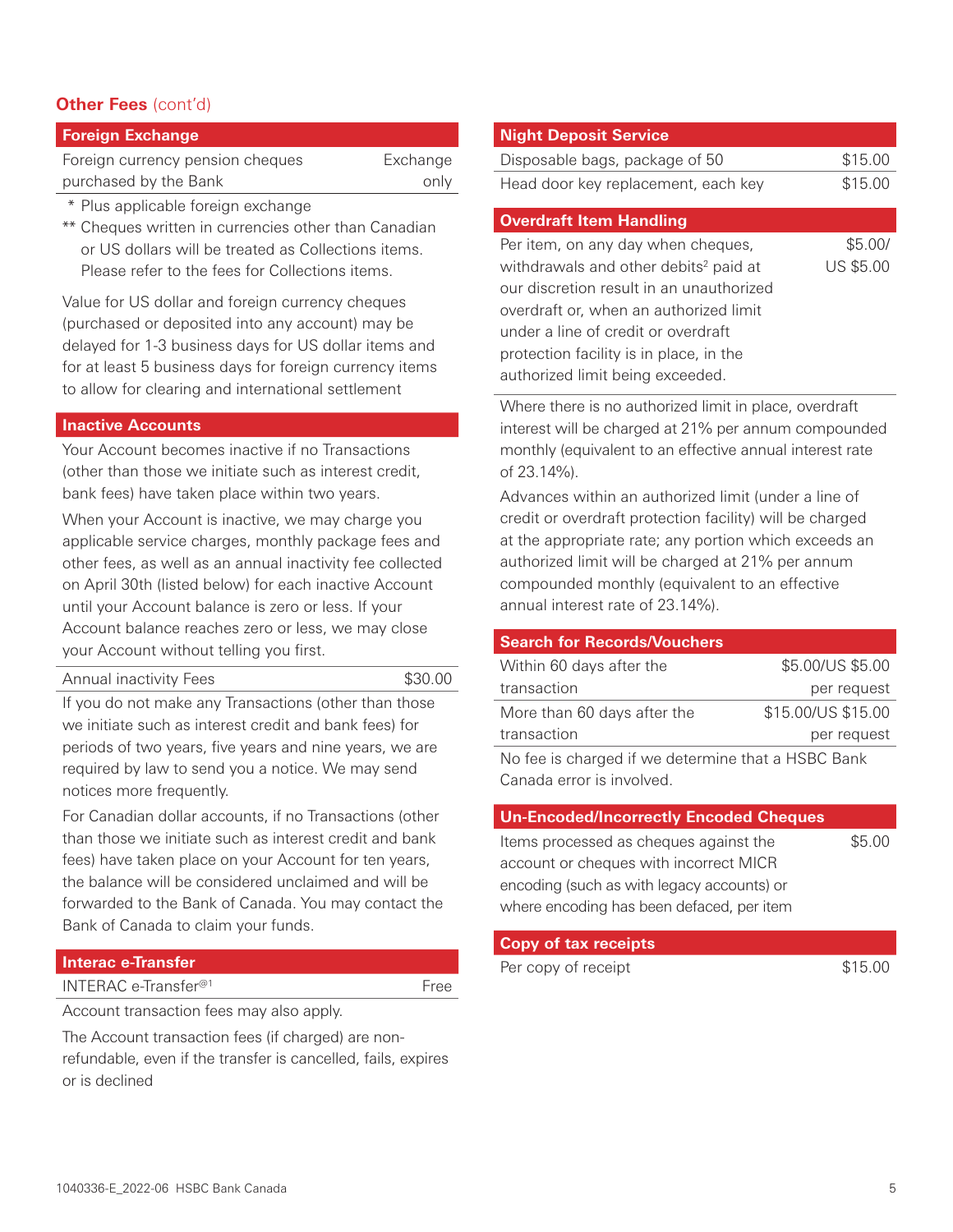## Other Fees (cont'd)

### Foreign Exchange

| Foreign Exchange | |
|---|---|
| Foreign currency pension cheques purchased by the Bank | Exchange only |

\* Plus applicable foreign exchange

\*\* Cheques written in currencies other than Canadian or US dollars will be treated as Collections items. Please refer to the fees for Collections items.

Value for US dollar and foreign currency cheques (purchased or deposited into any account) may be delayed for 1-3 business days for US dollar items and for at least 5 business days for foreign currency items to allow for clearing and international settlement

### Inactive Accounts

Your Account becomes inactive if no Transactions (other than those we initiate such as interest credit, bank fees) have taken place within two years.

When your Account is inactive, we may charge you applicable service charges, monthly package fees and other fees, as well as an annual inactivity fee collected on April 30th (listed below) for each inactive Account until your Account balance is zero or less. If your Account balance reaches zero or less, we may close your Account without telling you first.

| Inactive Accounts | |
|---|---|
| Annual inactivity Fees | $30.00 |

If you do not make any Transactions (other than those we initiate such as interest credit and bank fees) for periods of two years, five years and nine years, we are required by law to send you a notice. We may send notices more frequently.

For Canadian dollar accounts, if no Transactions (other than those we initiate such as interest credit and bank fees) have taken place on your Account for ten years, the balance will be considered unclaimed and will be forwarded to the Bank of Canada. You may contact the Bank of Canada to claim your funds.

### Interac e-Transfer

| Interac e-Transfer | |
|---|---|
| INTERAC e-Transfer®[1] | Free |

Account transaction fees may also apply.

The Account transaction fees (if charged) are non-refundable, even if the transfer is cancelled, fails, expires or is declined

### Night Deposit Service

| Night Deposit Service | |
|---|---|
| Disposable bags, package of 50 | $15.00 |
| Head door key replacement, each key | $15.00 |

### Overdraft Item Handling

| Overdraft Item Handling | |
|---|---|
| Per item, on any day when cheques, withdrawals and other debits[2] paid at our discretion result in an unauthorized overdraft or, when an authorized limit under a line of credit or overdraft protection facility is in place, in the authorized limit being exceeded. | $5.00/ US $5.00 |

Where there is no authorized limit in place, overdraft interest will be charged at 21% per annum compounded monthly (equivalent to an effective annual interest rate of 23.14%).

Advances within an authorized limit (under a line of credit or overdraft protection facility) will be charged at the appropriate rate; any portion which exceeds an authorized limit will be charged at 21% per annum compounded monthly (equivalent to an effective annual interest rate of 23.14%).

### Search for Records/Vouchers

| Search for Records/Vouchers | |
|---|---|
| Within 60 days after the transaction | $5.00/US $5.00 per request |
| More than 60 days after the transaction | $15.00/US $15.00 per request |

No fee is charged if we determine that a HSBC Bank Canada error is involved.

### Un-Encoded/Incorrectly Encoded Cheques

| Un-Encoded/Incorrectly Encoded Cheques | |
|---|---|
| Items processed as cheques against the account or cheques with incorrect MICR encoding (such as with legacy accounts) or where encoding has been defaced, per item | $5.00 |

### Copy of tax receipts

| Copy of tax receipts | |
|---|---|
| Per copy of receipt | $15.00 |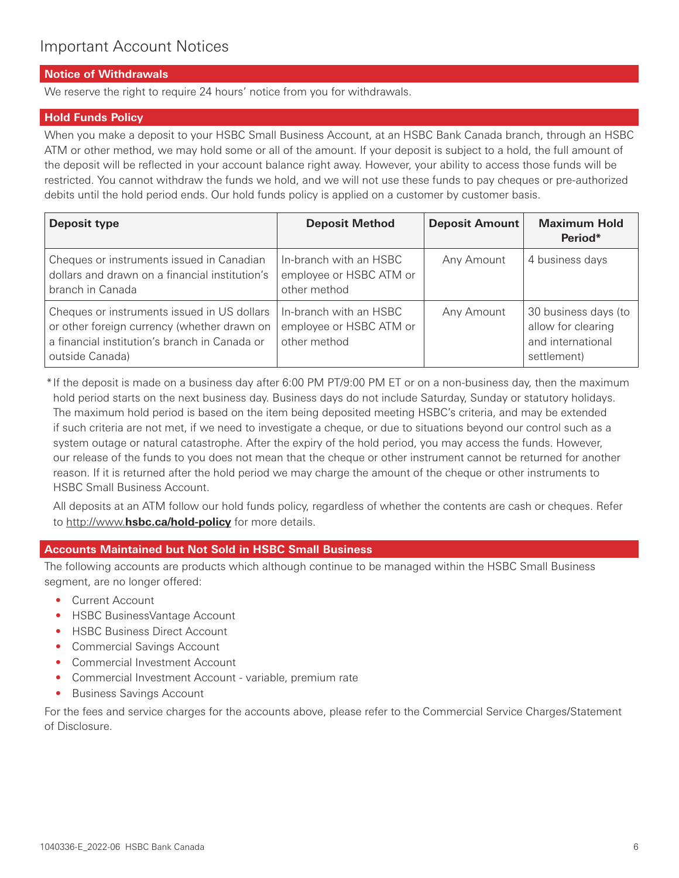# Important Account Notices

## Notice of Withdrawals

We reserve the right to require 24 hours' notice from you for withdrawals.

## Hold Funds Policy

When you make a deposit to your HSBC Small Business Account, at an HSBC Bank Canada branch, through an HSBC ATM or other method, we may hold some or all of the amount. If your deposit is subject to a hold, the full amount of the deposit will be reflected in your account balance right away. However, your ability to access those funds will be restricted. You cannot withdraw the funds we hold, and we will not use these funds to pay cheques or pre-authorized debits until the hold period ends. Our hold funds policy is applied on a customer by customer basis.

| Deposit type | Deposit Method | Deposit Amount | Maximum Hold Period* |
|---|---|---|---|
| Cheques or instruments issued in Canadian dollars and drawn on a financial institution's branch in Canada | In-branch with an HSBC employee or HSBC ATM or other method | Any Amount | 4 business days |
| Cheques or instruments issued in US dollars or other foreign currency (whether drawn on a financial institution's branch in Canada or outside Canada) | In-branch with an HSBC employee or HSBC ATM or other method | Any Amount | 30 business days (to allow for clearing and international settlement) |

*If the deposit is made on a business day after 6:00 PM PT/9:00 PM ET or on a non-business day, then the maximum hold period starts on the next business day. Business days do not include Saturday, Sunday or statutory holidays. The maximum hold period is based on the item being deposited meeting HSBC's criteria, and may be extended if such criteria are not met, if we need to investigate a cheque, or due to situations beyond our control such as a system outage or natural catastrophe. After the expiry of the hold period, you may access the funds. However, our release of the funds to you does not mean that the cheque or other instrument cannot be returned for another reason. If it is returned after the hold period we may charge the amount of the cheque or other instruments to HSBC Small Business Account.

All deposits at an ATM follow our hold funds policy, regardless of whether the contents are cash or cheques. Refer to http://www.**hsbc.ca/hold-policy** for more details.

## Accounts Maintained but Not Sold in HSBC Small Business

The following accounts are products which although continue to be managed within the HSBC Small Business segment, are no longer offered:

- Current Account
- HSBC BusinessVantage Account
- HSBC Business Direct Account
- Commercial Savings Account
- Commercial Investment Account
- Commercial Investment Account - variable, premium rate
- Business Savings Account

For the fees and service charges for the accounts above, please refer to the Commercial Service Charges/Statement of Disclosure.

1040336-E_2022-06 HSBC Bank Canada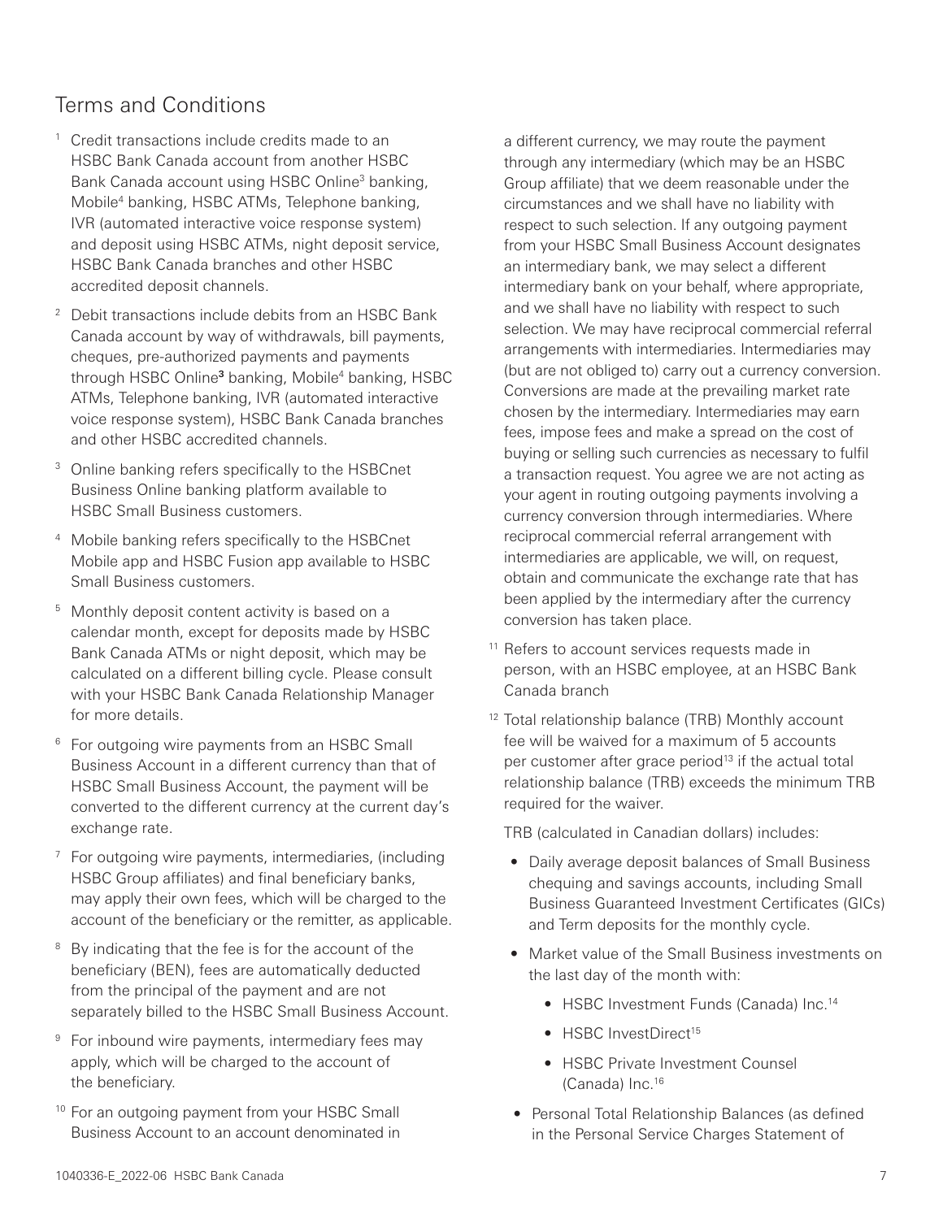## Terms and Conditions

[1] Credit transactions include credits made to an HSBC Bank Canada account from another HSBC Bank Canada account using HSBC Online[3] banking, Mobile[4] banking, HSBC ATMs, Telephone banking, IVR (automated interactive voice response system) and deposit using HSBC ATMs, night deposit service, HSBC Bank Canada branches and other HSBC accredited deposit channels.

[2] Debit transactions include debits from an HSBC Bank Canada account by way of withdrawals, bill payments, cheques, pre-authorized payments and payments through HSBC Online[3] banking, Mobile[4] banking, HSBC ATMs, Telephone banking, IVR (automated interactive voice response system), HSBC Bank Canada branches and other HSBC accredited channels.

[3] Online banking refers specifically to the HSBCnet Business Online banking platform available to HSBC Small Business customers.

[4] Mobile banking refers specifically to the HSBCnet Mobile app and HSBC Fusion app available to HSBC Small Business customers.

[5] Monthly deposit content activity is based on a calendar month, except for deposits made by HSBC Bank Canada ATMs or night deposit, which may be calculated on a different billing cycle. Please consult with your HSBC Bank Canada Relationship Manager for more details.

[6] For outgoing wire payments from an HSBC Small Business Account in a different currency than that of HSBC Small Business Account, the payment will be converted to the different currency at the current day's exchange rate.

[7] For outgoing wire payments, intermediaries, (including HSBC Group affiliates) and final beneficiary banks, may apply their own fees, which will be charged to the account of the beneficiary or the remitter, as applicable.

[8] By indicating that the fee is for the account of the beneficiary (BEN), fees are automatically deducted from the principal of the payment and are not separately billed to the HSBC Small Business Account.

[9] For inbound wire payments, intermediary fees may apply, which will be charged to the account of the beneficiary.

[10] For an outgoing payment from your HSBC Small Business Account to an account denominated in a different currency, we may route the payment through any intermediary (which may be an HSBC Group affiliate) that we deem reasonable under the circumstances and we shall have no liability with respect to such selection. If any outgoing payment from your HSBC Small Business Account designates an intermediary bank, we may select a different intermediary bank on your behalf, where appropriate, and we shall have no liability with respect to such selection. We may have reciprocal commercial referral arrangements with intermediaries. Intermediaries may (but are not obliged to) carry out a currency conversion. Conversions are made at the prevailing market rate chosen by the intermediary. Intermediaries may earn fees, impose fees and make a spread on the cost of buying or selling such currencies as necessary to fulfil a transaction request. You agree we are not acting as your agent in routing outgoing payments involving a currency conversion through intermediaries. Where reciprocal commercial referral arrangement with intermediaries are applicable, we will, on request, obtain and communicate the exchange rate that has been applied by the intermediary after the currency conversion has taken place.

[11] Refers to account services requests made in person, with an HSBC employee, at an HSBC Bank Canada branch

[12] Total relationship balance (TRB) Monthly account fee will be waived for a maximum of 5 accounts per customer after grace period[13] if the actual total relationship balance (TRB) exceeds the minimum TRB required for the waiver.

TRB (calculated in Canadian dollars) includes:

- Daily average deposit balances of Small Business chequing and savings accounts, including Small Business Guaranteed Investment Certificates (GICs) and Term deposits for the monthly cycle.
- Market value of the Small Business investments on the last day of the month with:
  - HSBC Investment Funds (Canada) Inc.[14]
  - HSBC InvestDirect[15]
  - HSBC Private Investment Counsel (Canada) Inc.[16]
- Personal Total Relationship Balances (as defined in the Personal Service Charges Statement of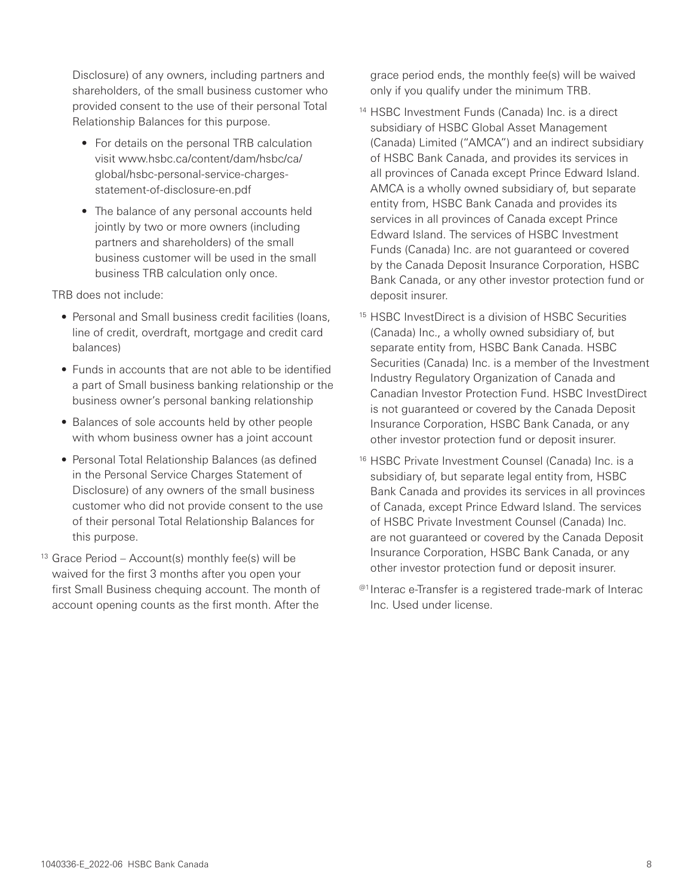Disclosure) of any owners, including partners and shareholders, of the small business customer who provided consent to the use of their personal Total Relationship Balances for this purpose.

- For details on the personal TRB calculation visit www.hsbc.ca/content/dam/hsbc/ca/global/hsbc-personal-service-charges-statement-of-disclosure-en.pdf
- The balance of any personal accounts held jointly by two or more owners (including partners and shareholders) of the small business customer will be used in the small business TRB calculation only once.

TRB does not include:

- Personal and Small business credit facilities (loans, line of credit, overdraft, mortgage and credit card balances)
- Funds in accounts that are not able to be identified a part of Small business banking relationship or the business owner's personal banking relationship
- Balances of sole accounts held by other people with whom business owner has a joint account
- Personal Total Relationship Balances (as defined in the Personal Service Charges Statement of Disclosure) of any owners of the small business customer who did not provide consent to the use of their personal Total Relationship Balances for this purpose.

[13] Grace Period – Account(s) monthly fee(s) will be waived for the first 3 months after you open your first Small Business chequing account. The month of account opening counts as the first month. After the grace period ends, the monthly fee(s) will be waived only if you qualify under the minimum TRB.

[14] HSBC Investment Funds (Canada) Inc. is a direct subsidiary of HSBC Global Asset Management (Canada) Limited ("AMCA") and an indirect subsidiary of HSBC Bank Canada, and provides its services in all provinces of Canada except Prince Edward Island. AMCA is a wholly owned subsidiary of, but separate entity from, HSBC Bank Canada and provides its services in all provinces of Canada except Prince Edward Island. The services of HSBC Investment Funds (Canada) Inc. are not guaranteed or covered by the Canada Deposit Insurance Corporation, HSBC Bank Canada, or any other investor protection fund or deposit insurer.

[15] HSBC InvestDirect is a division of HSBC Securities (Canada) Inc., a wholly owned subsidiary of, but separate entity from, HSBC Bank Canada. HSBC Securities (Canada) Inc. is a member of the Investment Industry Regulatory Organization of Canada and Canadian Investor Protection Fund. HSBC InvestDirect is not guaranteed or covered by the Canada Deposit Insurance Corporation, HSBC Bank Canada, or any other investor protection fund or deposit insurer.

[16] HSBC Private Investment Counsel (Canada) Inc. is a subsidiary of, but separate legal entity from, HSBC Bank Canada and provides its services in all provinces of Canada, except Prince Edward Island. The services of HSBC Private Investment Counsel (Canada) Inc. are not guaranteed or covered by the Canada Deposit Insurance Corporation, HSBC Bank Canada, or any other investor protection fund or deposit insurer.

[@1] Interac e-Transfer is a registered trade-mark of Interac Inc. Used under license.